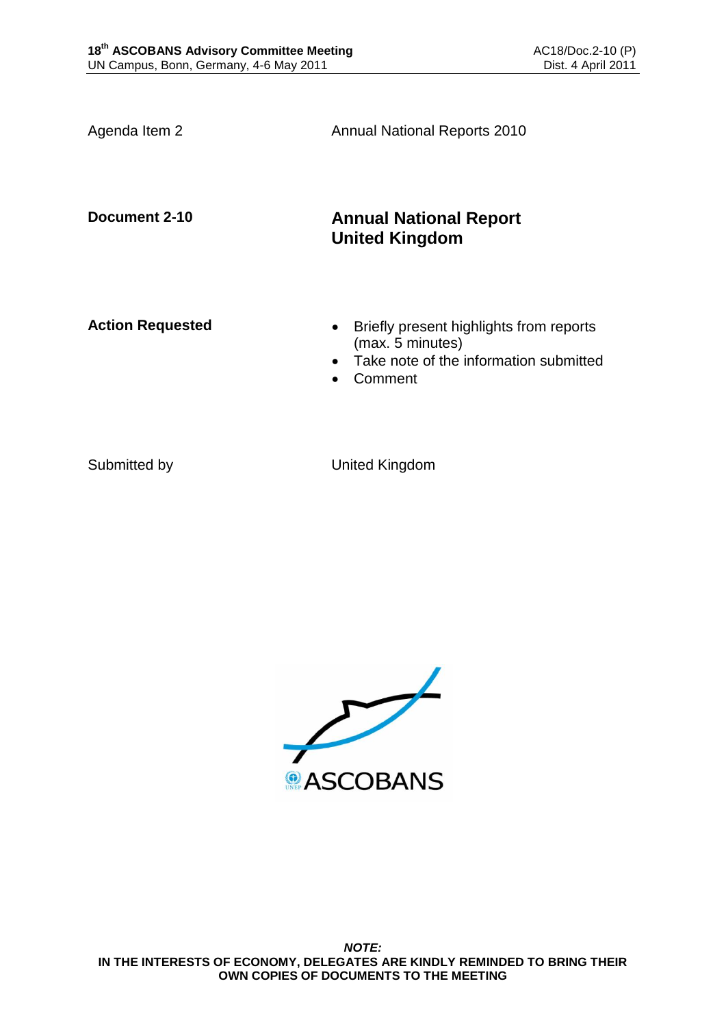| | |
|---|---|
| Agenda Item 2 | Annual National Reports 2010 |
| **Document 2-10** | **Annual National Report United Kingdom** |
| **Action Requested** | • Briefly present highlights from reports (max. 5 minutes)<br>• Take note of the information submitted<br>• Comment |
| Submitted by | United Kingdom |

ASCOBANS

***NOTE:***

**IN THE INTERESTS OF ECONOMY, DELEGATES ARE KINDLY REMINDED TO BRING THEIR OWN COPIES OF DOCUMENTS TO THE MEETING**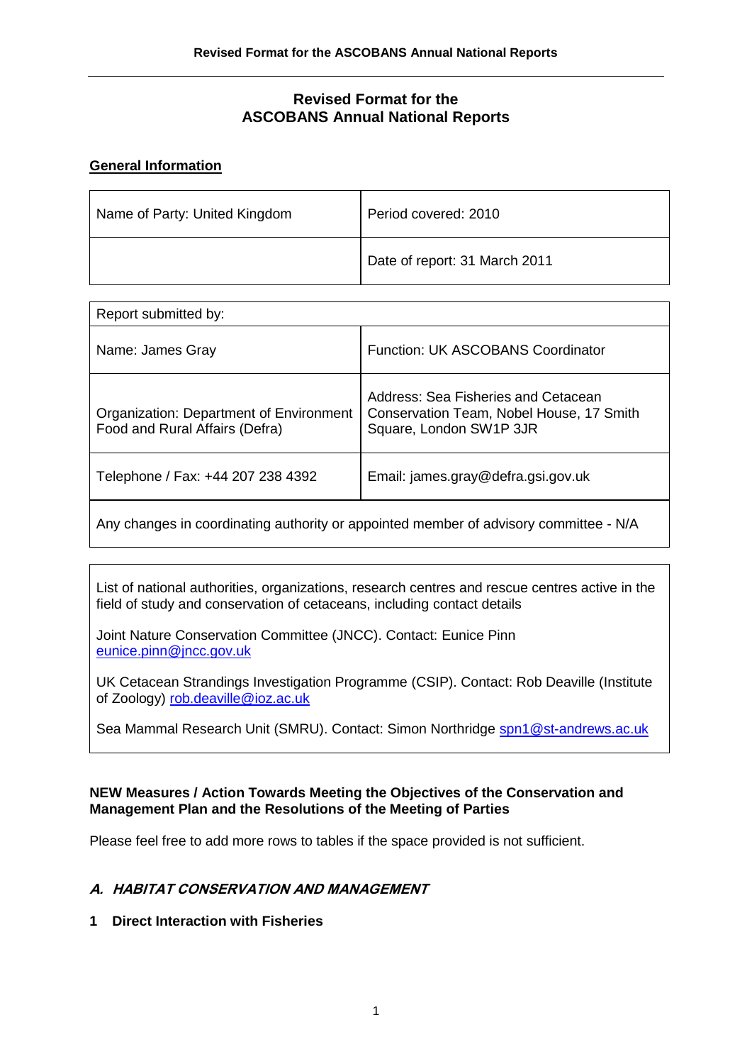## Revised Format for the ASCOBANS Annual National Reports

### General Information

| | |
|---|---|
| Name of Party: United Kingdom | Period covered: 2010 |
| | Date of report: 31 March 2011 |

| | |
|---|---|
| Report submitted by: | |
| Name: James Gray | Function: UK ASCOBANS Coordinator |
| Organization: Department of Environment Food and Rural Affairs (Defra) | Address: Sea Fisheries and Cetacean Conservation Team, Nobel House, 17 Smith Square, London SW1P 3JR |
| Telephone / Fax: +44 207 238 4392 | Email: james.gray@defra.gsi.gov.uk |
| Any changes in coordinating authority or appointed member of advisory committee - N/A | |

List of national authorities, organizations, research centres and rescue centres active in the field of study and conservation of cetaceans, including contact details

Joint Nature Conservation Committee (JNCC). Contact: Eunice Pinn eunice.pinn@jncc.gov.uk

UK Cetacean Strandings Investigation Programme (CSIP). Contact: Rob Deaville (Institute of Zoology) rob.deaville@ioz.ac.uk

Sea Mammal Research Unit (SMRU). Contact: Simon Northridge spn1@st-andrews.ac.uk

### NEW Measures / Action Towards Meeting the Objectives of the Conservation and Management Plan and the Resolutions of the Meeting of Parties

Please feel free to add more rows to tables if the space provided is not sufficient.

### *A. HABITAT CONSERVATION AND MANAGEMENT*

**1 Direct Interaction with Fisheries**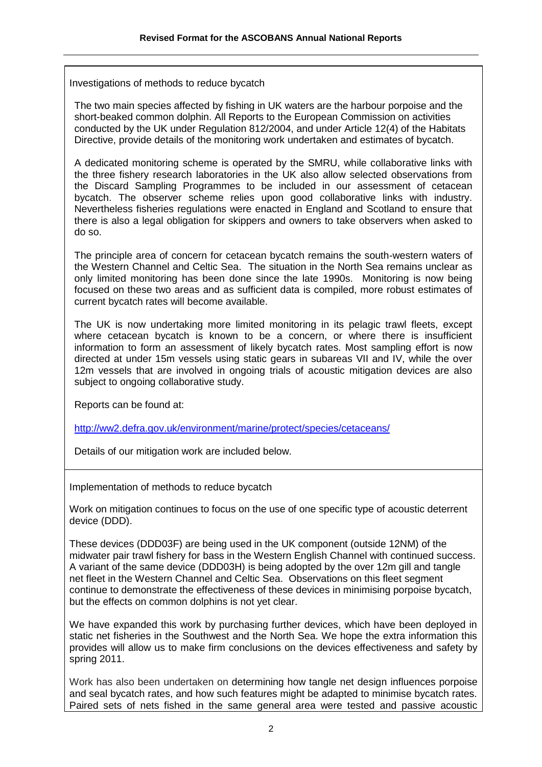Investigations of methods to reduce bycatch

The two main species affected by fishing in UK waters are the harbour porpoise and the short-beaked common dolphin. All Reports to the European Commission on activities conducted by the UK under Regulation 812/2004, and under Article 12(4) of the Habitats Directive, provide details of the monitoring work undertaken and estimates of bycatch.

A dedicated monitoring scheme is operated by the SMRU, while collaborative links with the three fishery research laboratories in the UK also allow selected observations from the Discard Sampling Programmes to be included in our assessment of cetacean bycatch. The observer scheme relies upon good collaborative links with industry. Nevertheless fisheries regulations were enacted in England and Scotland to ensure that there is also a legal obligation for skippers and owners to take observers when asked to do so.

The principle area of concern for cetacean bycatch remains the south-western waters of the Western Channel and Celtic Sea. The situation in the North Sea remains unclear as only limited monitoring has been done since the late 1990s. Monitoring is now being focused on these two areas and as sufficient data is compiled, more robust estimates of current bycatch rates will become available.

The UK is now undertaking more limited monitoring in its pelagic trawl fleets, except where cetacean bycatch is known to be a concern, or where there is insufficient information to form an assessment of likely bycatch rates. Most sampling effort is now directed at under 15m vessels using static gears in subareas VII and IV, while the over 12m vessels that are involved in ongoing trials of acoustic mitigation devices are also subject to ongoing collaborative study.

Reports can be found at:

http://ww2.defra.gov.uk/environment/marine/protect/species/cetaceans/

Details of our mitigation work are included below.

Implementation of methods to reduce bycatch

Work on mitigation continues to focus on the use of one specific type of acoustic deterrent device (DDD).

These devices (DDD03F) are being used in the UK component (outside 12NM) of the midwater pair trawl fishery for bass in the Western English Channel with continued success. A variant of the same device (DDD03H) is being adopted by the over 12m gill and tangle net fleet in the Western Channel and Celtic Sea. Observations on this fleet segment continue to demonstrate the effectiveness of these devices in minimising porpoise bycatch, but the effects on common dolphins is not yet clear.

We have expanded this work by purchasing further devices, which have been deployed in static net fisheries in the Southwest and the North Sea. We hope the extra information this provides will allow us to make firm conclusions on the devices effectiveness and safety by spring 2011.

Work has also been undertaken on determining how tangle net design influences porpoise and seal bycatch rates, and how such features might be adapted to minimise bycatch rates. Paired sets of nets fished in the same general area were tested and passive acoustic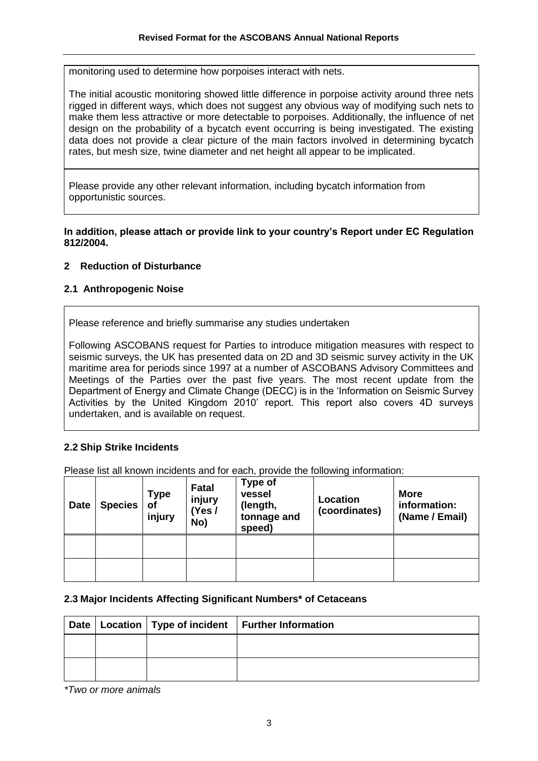monitoring used to determine how porpoises interact with nets.

The initial acoustic monitoring showed little difference in porpoise activity around three nets rigged in different ways, which does not suggest any obvious way of modifying such nets to make them less attractive or more detectable to porpoises. Additionally, the influence of net design on the probability of a bycatch event occurring is being investigated. The existing data does not provide a clear picture of the main factors involved in determining bycatch rates, but mesh size, twine diameter and net height all appear to be implicated.

Please provide any other relevant information, including bycatch information from opportunistic sources.

**In addition, please attach or provide link to your country's Report under EC Regulation 812/2004.**

## 2 Reduction of Disturbance

### 2.1 Anthropogenic Noise

Please reference and briefly summarise any studies undertaken

Following ASCOBANS request for Parties to introduce mitigation measures with respect to seismic surveys, the UK has presented data on 2D and 3D seismic survey activity in the UK maritime area for periods since 1997 at a number of ASCOBANS Advisory Committees and Meetings of the Parties over the past five years. The most recent update from the Department of Energy and Climate Change (DECC) is in the 'Information on Seismic Survey Activities by the United Kingdom 2010' report. This report also covers 4D surveys undertaken, and is available on request.

### 2.2 Ship Strike Incidents

Please list all known incidents and for each, provide the following information:

| Date | Species | Type of injury | Fatal injury (Yes / No) | Type of vessel (length, tonnage and speed) | Location (coordinates) | More information: (Name / Email) |
|---|---|---|---|---|---|---|
| | | | | | | |
| | | | | | | |

### 2.3 Major Incidents Affecting Significant Numbers* of Cetaceans

| Date | Location | Type of incident | Further Information |
|---|---|---|---|
| | | | |
| | | | |

*\*Two or more animals*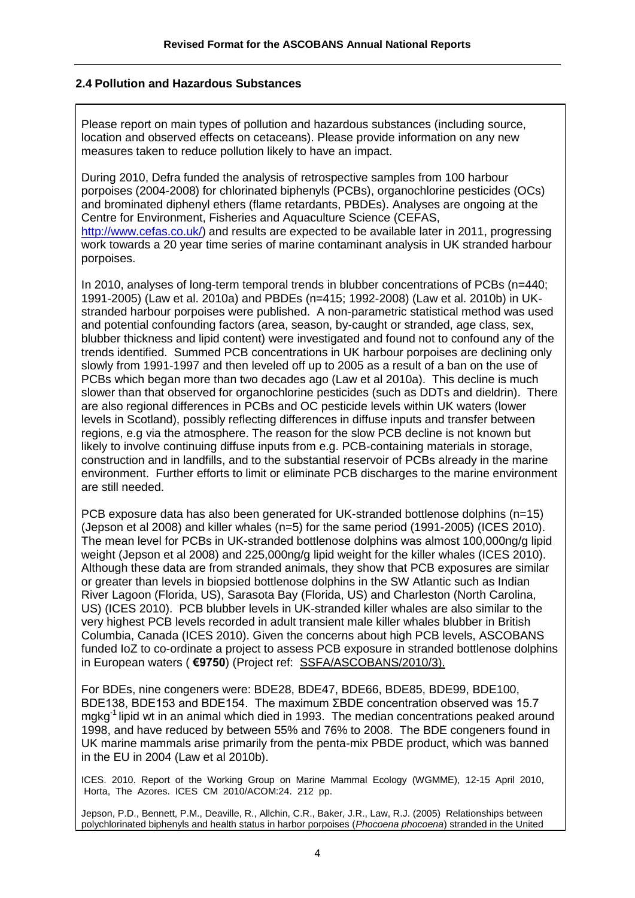## 2.4 Pollution and Hazardous Substances

Please report on main types of pollution and hazardous substances (including source, location and observed effects on cetaceans). Please provide information on any new measures taken to reduce pollution likely to have an impact.

During 2010, Defra funded the analysis of retrospective samples from 100 harbour porpoises (2004-2008) for chlorinated biphenyls (PCBs), organochlorine pesticides (OCs) and brominated diphenyl ethers (flame retardants, PBDEs). Analyses are ongoing at the Centre for Environment, Fisheries and Aquaculture Science (CEFAS, http://www.cefas.co.uk/) and results are expected to be available later in 2011, progressing work towards a 20 year time series of marine contaminant analysis in UK stranded harbour porpoises.

In 2010, analyses of long-term temporal trends in blubber concentrations of PCBs (n=440; 1991-2005) (Law et al. 2010a) and PBDEs (n=415; 1992-2008) (Law et al. 2010b) in UK-stranded harbour porpoises were published. A non-parametric statistical method was used and potential confounding factors (area, season, by-caught or stranded, age class, sex, blubber thickness and lipid content) were investigated and found not to confound any of the trends identified. Summed PCB concentrations in UK harbour porpoises are declining only slowly from 1991-1997 and then leveled off up to 2005 as a result of a ban on the use of PCBs which began more than two decades ago (Law et al 2010a). This decline is much slower than that observed for organochlorine pesticides (such as DDTs and dieldrin). There are also regional differences in PCBs and OC pesticide levels within UK waters (lower levels in Scotland), possibly reflecting differences in diffuse inputs and transfer between regions, e.g via the atmosphere. The reason for the slow PCB decline is not known but likely to involve continuing diffuse inputs from e.g. PCB-containing materials in storage, construction and in landfills, and to the substantial reservoir of PCBs already in the marine environment. Further efforts to limit or eliminate PCB discharges to the marine environment are still needed.

PCB exposure data has also been generated for UK-stranded bottlenose dolphins (n=15) (Jepson et al 2008) and killer whales (n=5) for the same period (1991-2005) (ICES 2010). The mean level for PCBs in UK-stranded bottlenose dolphins was almost 100,000ng/g lipid weight (Jepson et al 2008) and 225,000ng/g lipid weight for the killer whales (ICES 2010). Although these data are from stranded animals, they show that PCB exposures are similar or greater than levels in biopsied bottlenose dolphins in the SW Atlantic such as Indian River Lagoon (Florida, US), Sarasota Bay (Florida, US) and Charleston (North Carolina, US) (ICES 2010). PCB blubber levels in UK-stranded killer whales are also similar to the very highest PCB levels recorded in adult transient male killer whales blubber in British Columbia, Canada (ICES 2010). Given the concerns about high PCB levels, ASCOBANS funded IoZ to co-ordinate a project to assess PCB exposure in stranded bottlenose dolphins in European waters ( **€9750**) (Project ref: SSFA/ASCOBANS/2010/3).

For BDEs, nine congeners were: BDE28, BDE47, BDE66, BDE85, BDE99, BDE100, BDE138, BDE153 and BDE154. The maximum ΣBDE concentration observed was 15.7 $mg kg^{-1}$ lipid wt in an animal which died in 1993. The median concentrations peaked around 1998, and have reduced by between 55% and 76% to 2008. The BDE congeners found in UK marine mammals arise primarily from the penta-mix PBDE product, which was banned in the EU in 2004 (Law et al 2010b).

ICES. 2010. Report of the Working Group on Marine Mammal Ecology (WGMME), 12-15 April 2010, Horta, The Azores. ICES CM 2010/ACOM:24. 212 pp.

Jepson, P.D., Bennett, P.M., Deaville, R., Allchin, C.R., Baker, J.R., Law, R.J. (2005) Relationships between polychlorinated biphenyls and health status in harbor porpoises (*Phocoena phocoena*) stranded in the United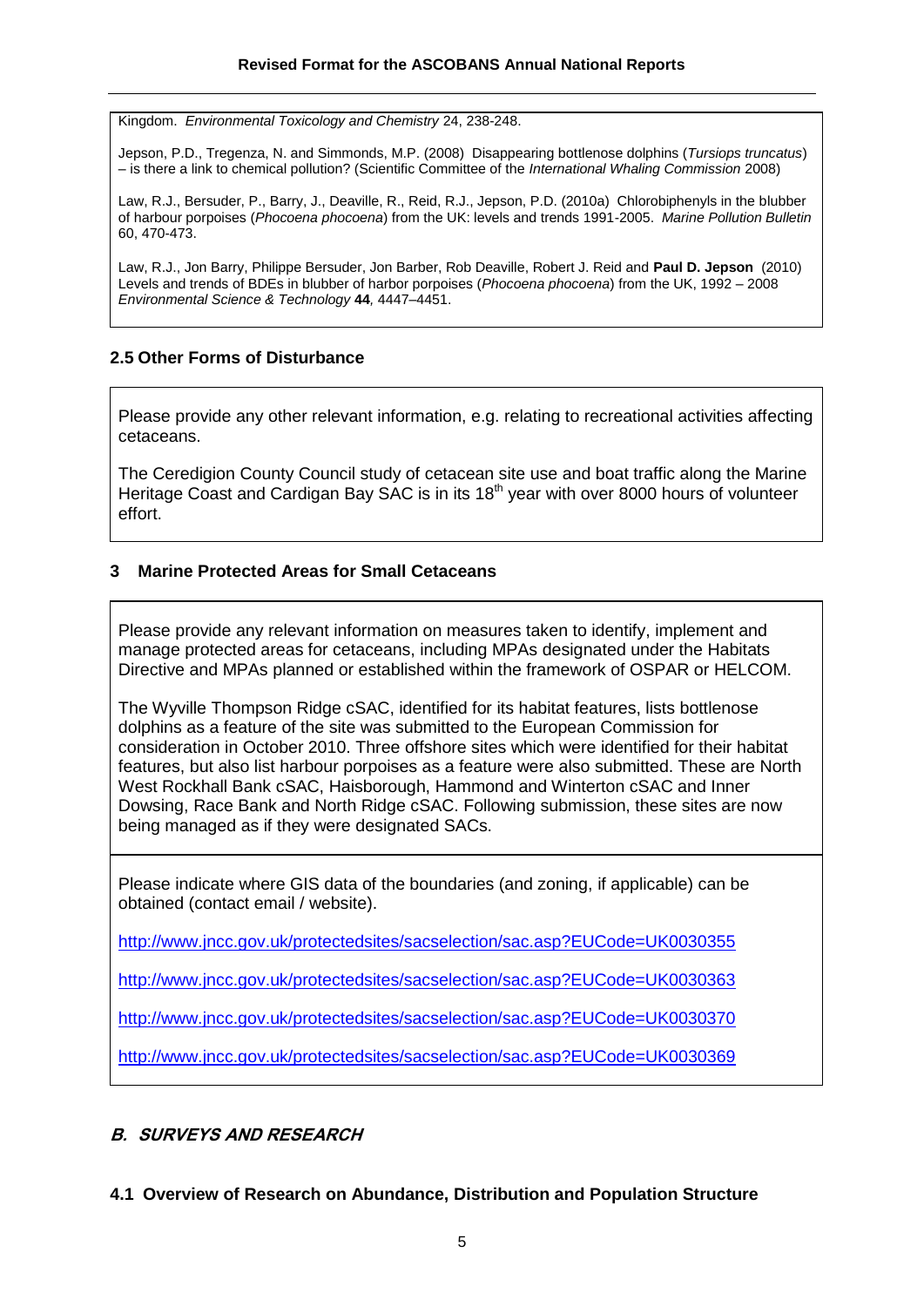Kingdom. *Environmental Toxicology and Chemistry* 24, 238-248.

Jepson, P.D., Tregenza, N. and Simmonds, M.P. (2008) Disappearing bottlenose dolphins (*Tursiops truncatus*) – is there a link to chemical pollution? (Scientific Committee of the *International Whaling Commission* 2008)

Law, R.J., Bersuder, P., Barry, J., Deaville, R., Reid, R.J., Jepson, P.D. (2010a) Chlorobiphenyls in the blubber of harbour porpoises (*Phocoena phocoena*) from the UK: levels and trends 1991-2005. *Marine Pollution Bulletin* 60, 470-473.

Law, R.J., Jon Barry, Philippe Bersuder, Jon Barber, Rob Deaville, Robert J. Reid and **Paul D. Jepson** (2010) Levels and trends of BDEs in blubber of harbor porpoises (*Phocoena phocoena*) from the UK, 1992 – 2008 *Environmental Science & Technology* **44**, 4447–4451.

### 2.5 Other Forms of Disturbance

Please provide any other relevant information, e.g. relating to recreational activities affecting cetaceans.

The Ceredigion County Council study of cetacean site use and boat traffic along the Marine Heritage Coast and Cardigan Bay SAC is in its 18th year with over 8000 hours of volunteer effort.

## 3 Marine Protected Areas for Small Cetaceans

Please provide any relevant information on measures taken to identify, implement and manage protected areas for cetaceans, including MPAs designated under the Habitats Directive and MPAs planned or established within the framework of OSPAR or HELCOM.

The Wyville Thompson Ridge cSAC, identified for its habitat features, lists bottlenose dolphins as a feature of the site was submitted to the European Commission for consideration in October 2010. Three offshore sites which were identified for their habitat features, but also list harbour porpoises as a feature were also submitted. These are North West Rockhall Bank cSAC, Haisborough, Hammond and Winterton cSAC and Inner Dowsing, Race Bank and North Ridge cSAC. Following submission, these sites are now being managed as if they were designated SACs.

Please indicate where GIS data of the boundaries (and zoning, if applicable) can be obtained (contact email / website).

http://www.jncc.gov.uk/protectedsites/sacselection/sac.asp?EUCode=UK0030355

http://www.jncc.gov.uk/protectedsites/sacselection/sac.asp?EUCode=UK0030363

http://www.jncc.gov.uk/protectedsites/sacselection/sac.asp?EUCode=UK0030370

http://www.jncc.gov.uk/protectedsites/sacselection/sac.asp?EUCode=UK0030369

## ***B. SURVEYS AND RESEARCH***

### 4.1 Overview of Research on Abundance, Distribution and Population Structure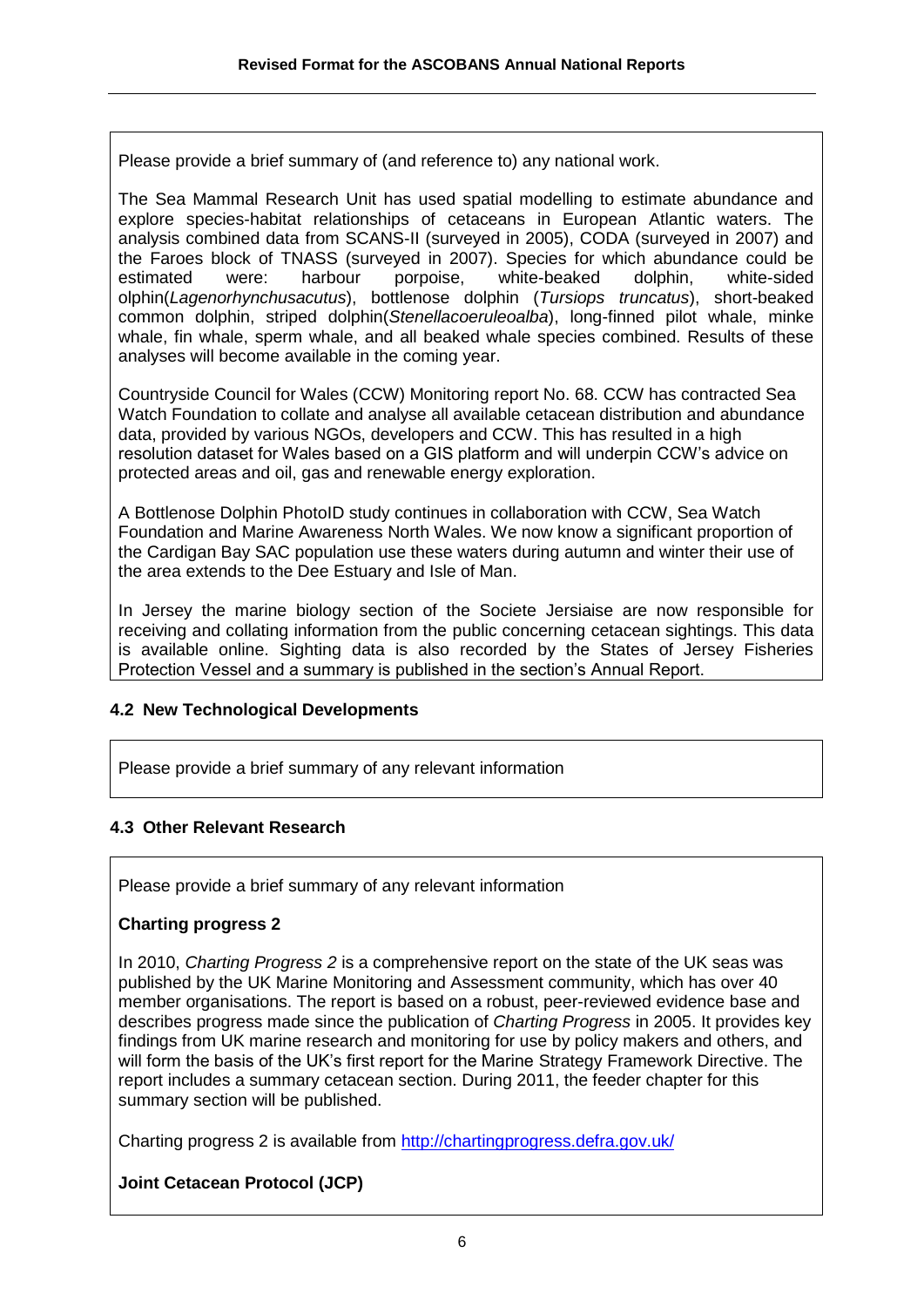Please provide a brief summary of (and reference to) any national work.

The Sea Mammal Research Unit has used spatial modelling to estimate abundance and explore species-habitat relationships of cetaceans in European Atlantic waters. The analysis combined data from SCANS-II (surveyed in 2005), CODA (surveyed in 2007) and the Faroes block of TNASS (surveyed in 2007). Species for which abundance could be estimated were: harbour porpoise, white-beaked dolphin, white-sided olphin(*Lagenorhynchusacutus*), bottlenose dolphin (*Tursiops truncatus*), short-beaked common dolphin, striped dolphin(*Stenellacoeruleoalba*), long-finned pilot whale, minke whale, fin whale, sperm whale, and all beaked whale species combined. Results of these analyses will become available in the coming year.

Countryside Council for Wales (CCW) Monitoring report No. 68. CCW has contracted Sea Watch Foundation to collate and analyse all available cetacean distribution and abundance data, provided by various NGOs, developers and CCW. This has resulted in a high resolution dataset for Wales based on a GIS platform and will underpin CCW's advice on protected areas and oil, gas and renewable energy exploration.

A Bottlenose Dolphin PhotoID study continues in collaboration with CCW, Sea Watch Foundation and Marine Awareness North Wales. We now know a significant proportion of the Cardigan Bay SAC population use these waters during autumn and winter their use of the area extends to the Dee Estuary and Isle of Man.

In Jersey the marine biology section of the Societe Jersiaise are now responsible for receiving and collating information from the public concerning cetacean sightings. This data is available online. Sighting data is also recorded by the States of Jersey Fisheries Protection Vessel and a summary is published in the section's Annual Report.

### 4.2 New Technological Developments

Please provide a brief summary of any relevant information

### 4.3 Other Relevant Research

Please provide a brief summary of any relevant information

**Charting progress 2**

In 2010, *Charting Progress 2* is a comprehensive report on the state of the UK seas was published by the UK Marine Monitoring and Assessment community, which has over 40 member organisations. The report is based on a robust, peer-reviewed evidence base and describes progress made since the publication of *Charting Progress* in 2005. It provides key findings from UK marine research and monitoring for use by policy makers and others, and will form the basis of the UK's first report for the Marine Strategy Framework Directive. The report includes a summary cetacean section. During 2011, the feeder chapter for this summary section will be published.

Charting progress 2 is available from http://chartingprogress.defra.gov.uk/

**Joint Cetacean Protocol (JCP)**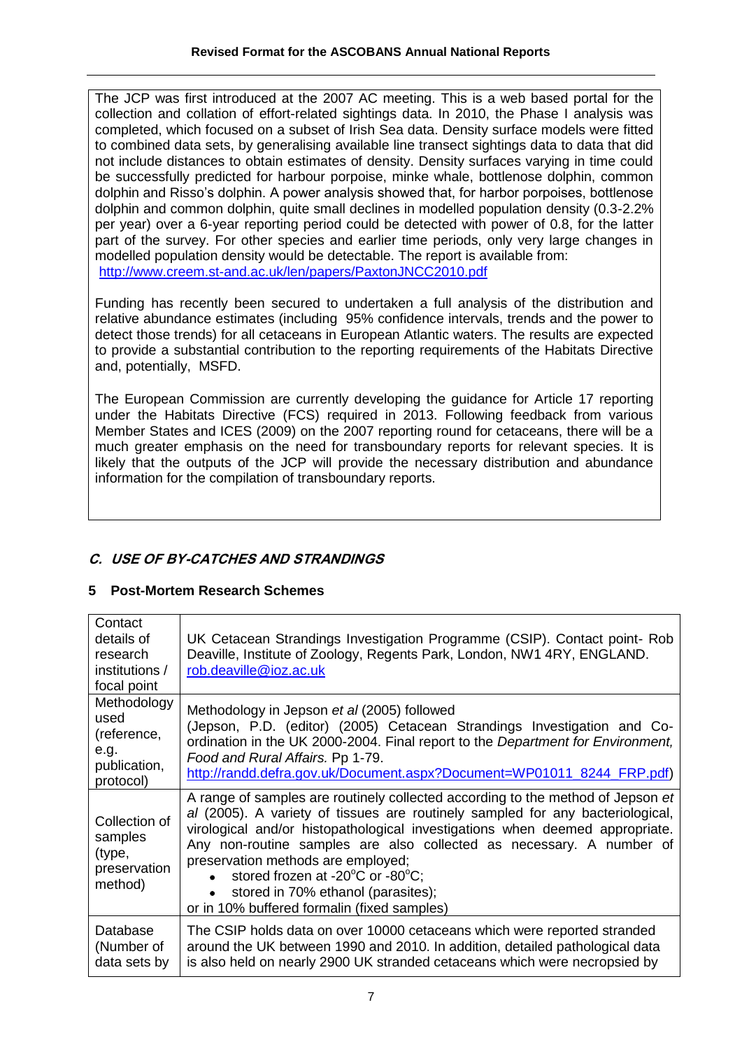The JCP was first introduced at the 2007 AC meeting. This is a web based portal for the collection and collation of effort-related sightings data. In 2010, the Phase I analysis was completed, which focused on a subset of Irish Sea data. Density surface models were fitted to combined data sets, by generalising available line transect sightings data to data that did not include distances to obtain estimates of density. Density surfaces varying in time could be successfully predicted for harbour porpoise, minke whale, bottlenose dolphin, common dolphin and Risso's dolphin. A power analysis showed that, for harbor porpoises, bottlenose dolphin and common dolphin, quite small declines in modelled population density (0.3-2.2% per year) over a 6-year reporting period could be detected with power of 0.8, for the latter part of the survey. For other species and earlier time periods, only very large changes in modelled population density would be detectable. The report is available from:
http://www.creem.st-and.ac.uk/len/papers/PaxtonJNCC2010.pdf

Funding has recently been secured to undertaken a full analysis of the distribution and relative abundance estimates (including 95% confidence intervals, trends and the power to detect those trends) for all cetaceans in European Atlantic waters. The results are expected to provide a substantial contribution to the reporting requirements of the Habitats Directive and, potentially, MSFD.

The European Commission are currently developing the guidance for Article 17 reporting under the Habitats Directive (FCS) required in 2013. Following feedback from various Member States and ICES (2009) on the 2007 reporting round for cetaceans, there will be a much greater emphasis on the need for transboundary reports for relevant species. It is likely that the outputs of the JCP will provide the necessary distribution and abundance information for the compilation of transboundary reports.

## *C. USE OF BY-CATCHES AND STRANDINGS*

### 5 Post-Mortem Research Schemes

| | |
|---|---|
| Contact details of research institutions / focal point | UK Cetacean Strandings Investigation Programme (CSIP). Contact point- Rob Deaville, Institute of Zoology, Regents Park, London, NW1 4RY, ENGLAND. rob.deaville@ioz.ac.uk |
| Methodology used (reference, e.g. publication, protocol) | Methodology in Jepson *et al* (2005) followed (Jepson, P.D. (editor) (2005) Cetacean Strandings Investigation and Co-ordination in the UK 2000-2004. Final report to the *Department for Environment, Food and Rural Affairs.* Pp 1-79. http://randd.defra.gov.uk/Document.aspx?Document=WP01011_8244_FRP.pdf) |
| Collection of samples (type, preservation method) | A range of samples are routinely collected according to the method of Jepson *et al* (2005). A variety of tissues are routinely sampled for any bacteriological, virological and/or histopathological investigations when deemed appropriate. Any non-routine samples are also collected as necessary. A number of preservation methods are employed;<br>• stored frozen at -20°C or -80°C;<br>• stored in 70% ethanol (parasites);<br>or in 10% buffered formalin (fixed samples) |
| Database (Number of data sets by | The CSIP holds data on over 10000 cetaceans which were reported stranded around the UK between 1990 and 2010. In addition, detailed pathological data is also held on nearly 2900 UK stranded cetaceans which were necropsied by |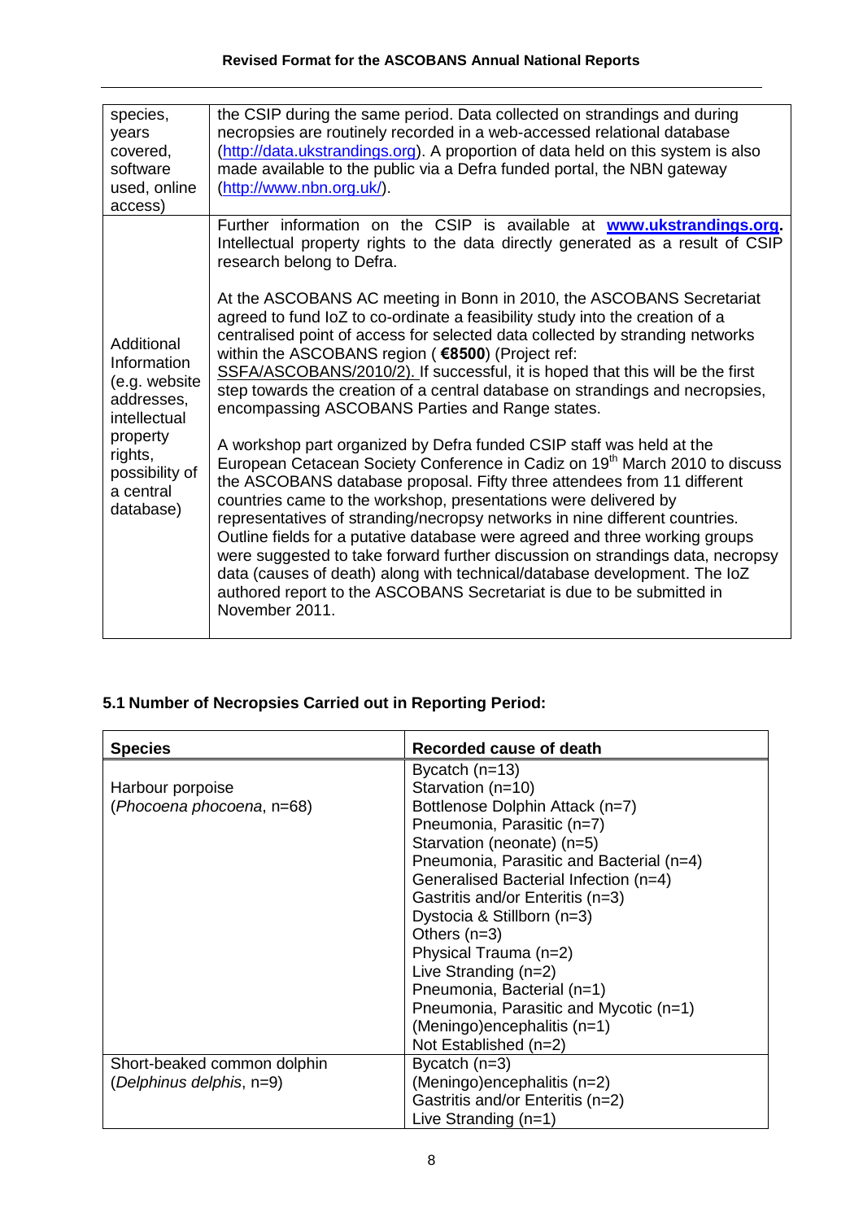| | |
|---|---|
| species, years covered, software used, online access) | the CSIP during the same period. Data collected on strandings and during necropsies are routinely recorded in a web-accessed relational database (http://data.ukstrandings.org). A proportion of data held on this system is also made available to the public via a Defra funded portal, the NBN gateway (http://www.nbn.org.uk/). |
| Additional Information (e.g. website addresses, intellectual property rights, possibility of a central database) | Further information on the CSIP is available at **www.ukstrandings.org**. Intellectual property rights to the data directly generated as a result of CSIP research belong to Defra.<br><br>At the ASCOBANS AC meeting in Bonn in 2010, the ASCOBANS Secretariat agreed to fund IoZ to co-ordinate a feasibility study into the creation of a centralised point of access for selected data collected by stranding networks within the ASCOBANS region ( **€8500**) (Project ref: SSFA/ASCOBANS/2010/2). If successful, it is hoped that this will be the first step towards the creation of a central database on strandings and necropsies, encompassing ASCOBANS Parties and Range states.<br><br>A workshop part organized by Defra funded CSIP staff was held at the European Cetacean Society Conference in Cadiz on 19th March 2010 to discuss the ASCOBANS database proposal. Fifty three attendees from 11 different countries came to the workshop, presentations were delivered by representatives of stranding/necropsy networks in nine different countries. Outline fields for a putative database were agreed and three working groups were suggested to take forward further discussion on strandings data, necropsy data (causes of death) along with technical/database development. The IoZ authored report to the ASCOBANS Secretariat is due to be submitted in November 2011. |

## 5.1 Number of Necropsies Carried out in Reporting Period:

| Species | Recorded cause of death |
|---|---|
| Harbour porpoise (*Phocoena phocoena*, n=68) | Bycatch (n=13)<br>Starvation (n=10)<br>Bottlenose Dolphin Attack (n=7)<br>Pneumonia, Parasitic (n=7)<br>Starvation (neonate) (n=5)<br>Pneumonia, Parasitic and Bacterial (n=4)<br>Generalised Bacterial Infection (n=4)<br>Gastritis and/or Enteritis (n=3)<br>Dystocia & Stillborn (n=3)<br>Others (n=3)<br>Physical Trauma (n=2)<br>Live Stranding (n=2)<br>Pneumonia, Bacterial (n=1)<br>Pneumonia, Parasitic and Mycotic (n=1)<br>(Meningo)encephalitis (n=1)<br>Not Established (n=2) |
| Short-beaked common dolphin (*Delphinus delphis*, n=9) | Bycatch (n=3)<br>(Meningo)encephalitis (n=2)<br>Gastritis and/or Enteritis (n=2)<br>Live Stranding (n=1) |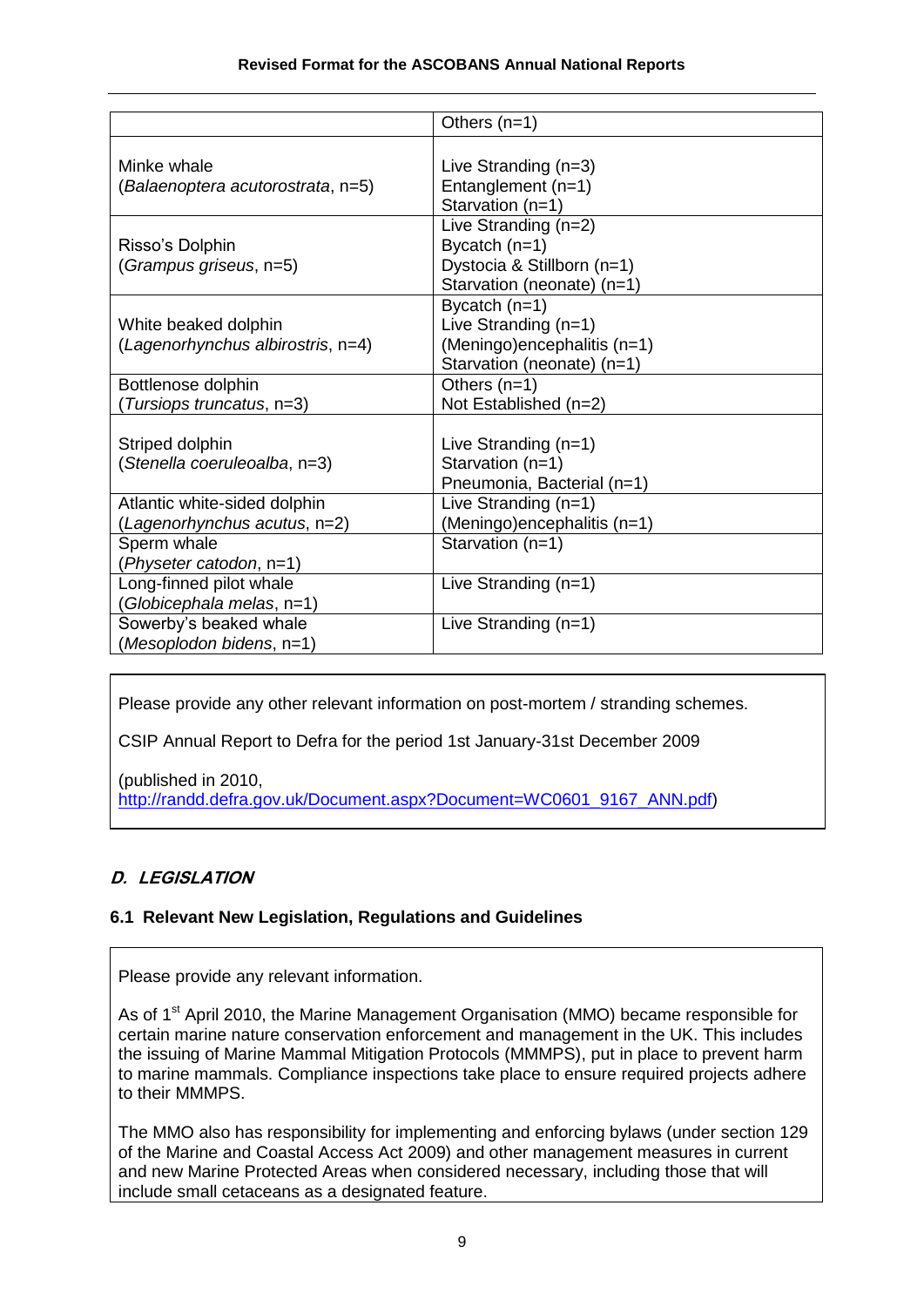| | |
|---|---|
| | Others (n=1) |
| Minke whale<br>(*Balaenoptera acutorostrata*, n=5) | Live Stranding (n=3)<br>Entanglement (n=1)<br>Starvation (n=1) |
| Risso's Dolphin<br>(*Grampus griseus*, n=5) | Live Stranding (n=2)<br>Bycatch (n=1)<br>Dystocia & Stillborn (n=1)<br>Starvation (neonate) (n=1) |
| White beaked dolphin<br>(*Lagenorhynchus albirostris*, n=4) | Bycatch (n=1)<br>Live Stranding (n=1)<br>(Meningo)encephalitis (n=1)<br>Starvation (neonate) (n=1) |
| Bottlenose dolphin<br>(*Tursiops truncatus*, n=3) | Others (n=1)<br>Not Established (n=2) |
| Striped dolphin<br>(*Stenella coeruleoalba*, n=3) | Live Stranding (n=1)<br>Starvation (n=1)<br>Pneumonia, Bacterial (n=1) |
| Atlantic white-sided dolphin<br>(*Lagenorhynchus acutus*, n=2) | Live Stranding (n=1)<br>(Meningo)encephalitis (n=1) |
| Sperm whale<br>(*Physeter catodon*, n=1) | Starvation (n=1) |
| Long-finned pilot whale<br>(*Globicephala melas*, n=1) | Live Stranding (n=1) |
| Sowerby's beaked whale<br>(*Mesoplodon bidens*, n=1) | Live Stranding (n=1) |

Please provide any other relevant information on post-mortem / stranding schemes.

CSIP Annual Report to Defra for the period 1st January-31st December 2009

(published in 2010, http://randd.defra.gov.uk/Document.aspx?Document=WC0601_9167_ANN.pdf)

## D. LEGISLATION

### 6.1 Relevant New Legislation, Regulations and Guidelines

Please provide any relevant information.

As of 1st April 2010, the Marine Management Organisation (MMO) became responsible for certain marine nature conservation enforcement and management in the UK. This includes the issuing of Marine Mammal Mitigation Protocols (MMMPS), put in place to prevent harm to marine mammals. Compliance inspections take place to ensure required projects adhere to their MMMPS.

The MMO also has responsibility for implementing and enforcing bylaws (under section 129 of the Marine and Coastal Access Act 2009) and other management measures in current and new Marine Protected Areas when considered necessary, including those that will include small cetaceans as a designated feature.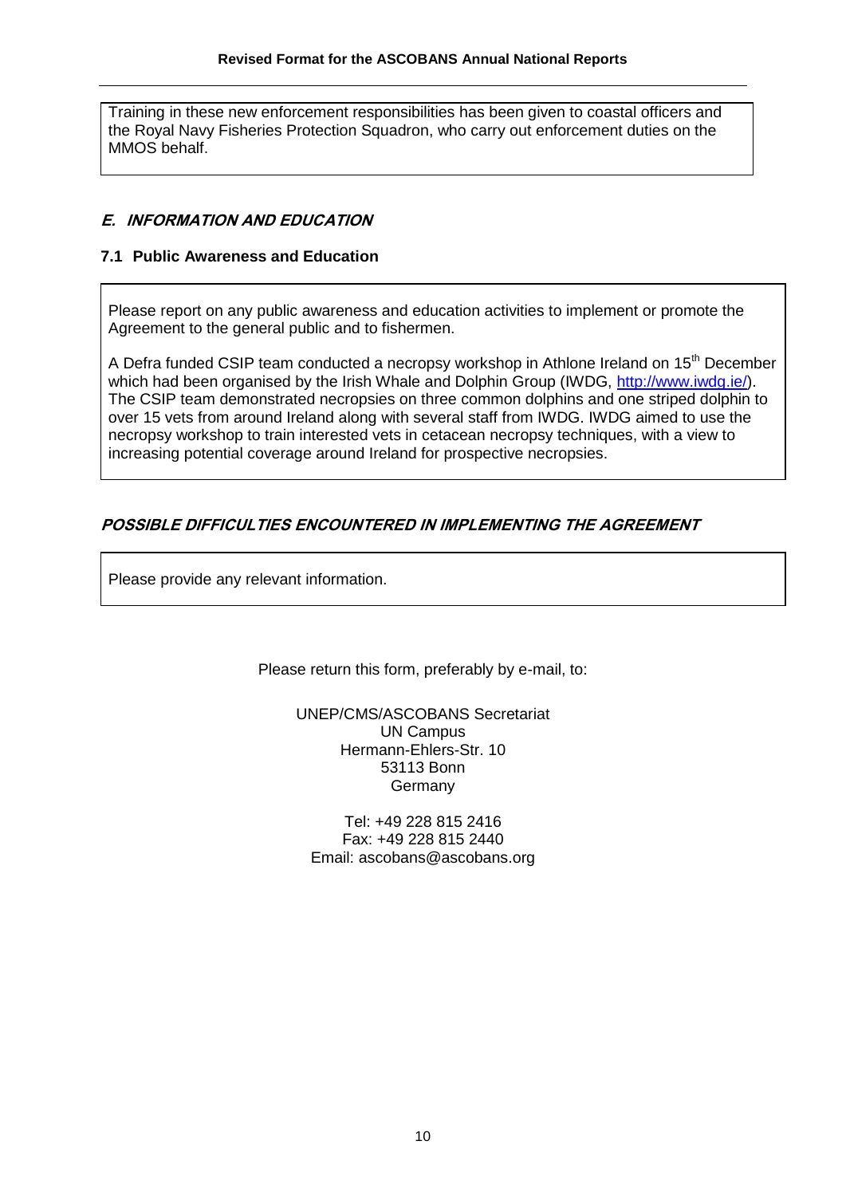Training in these new enforcement responsibilities has been given to coastal officers and the Royal Navy Fisheries Protection Squadron, who carry out enforcement duties on the MMOS behalf.

## *E. INFORMATION AND EDUCATION*

### 7.1 Public Awareness and Education

Please report on any public awareness and education activities to implement or promote the Agreement to the general public and to fishermen.

A Defra funded CSIP team conducted a necropsy workshop in Athlone Ireland on 15th December which had been organised by the Irish Whale and Dolphin Group (IWDG, http://www.iwdg.ie/). The CSIP team demonstrated necropsies on three common dolphins and one striped dolphin to over 15 vets from around Ireland along with several staff from IWDG. IWDG aimed to use the necropsy workshop to train interested vets in cetacean necropsy techniques, with a view to increasing potential coverage around Ireland for prospective necropsies.

## *POSSIBLE DIFFICULTIES ENCOUNTERED IN IMPLEMENTING THE AGREEMENT*

Please provide any relevant information.

Please return this form, preferably by e-mail, to:

UNEP/CMS/ASCOBANS Secretariat
UN Campus
Hermann-Ehlers-Str. 10
53113 Bonn
Germany

Tel: +49 228 815 2416
Fax: +49 228 815 2440
Email: ascobans@ascobans.org